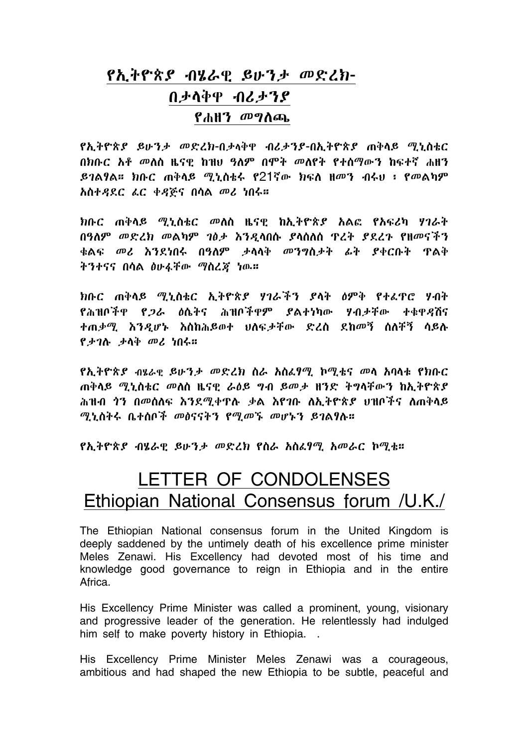# የኢትዮጵያ ብሄራዊ ይሁንታ መድረክ-
# በታላቅዋ ብሪታንያ
## የሐዘን መግለጫ

የኢትዮጵያ ይሁንታ መድረክ-በታላቅዋ ብሪታንያ-በኢትዮጵያ ጠቅላይ ሚኒስቴር በክቡር አቶ መለስ ዜናዊ ከዝህ ዓለም በሞት መለየት የተሰማውን ከፍተኛ ሐዘን ይገልፃል። ክቡር ጠቅላይ ሚኒስቴሩ የ21ኛው ክፍለ ዘመን ብሩህ ፡ የመልካም አስተዳደር ፊር ቀዳጅና በሳል መሪ ነበሩ።

ክቡር ጠቅላይ ሚኒስቴር መለስ ዜናዊ ከኢትዮጵያ አልፎ የአፍሪካ ሃገራት በዓለም መድረክ መልካም ገፅታ እንዲላበሱ ያላሰለሰ ጥረት ያደረጉ የዘመናችን ቁልፍ መሪ እንደነበሩ በዓለም ታላላቅ መንግስታት ፊት ያቀርቡት ጥልቅ ትንተናና በሳል ፅሁፋቸው ማስረጃ ነው።

ክቡር ጠቅላይ ሚኒስቴር ኢትዮጵያ ሃገራችን ያላት ዕምቅ የተፈጥሮ ሃብት የሕዝቦችዋ የጋራ ዕሴትና ሕዝቦችዋም ያልተነካው ሃብታቸው ተቁዋዳሽና ተጠቃሚ እንዲሆኑ እስከሕይወተ ህለፍታቸው ድረስ ደከመኝ ሰለቸኝ ሳይሉ የታገሉ ታላቅ መሪ ነበሩ።

የኢትዮጵያ ብሄራዊ ይሁንታ መድረክ ስራ አስፈፃሚ ኮሚቴና መላ አባላቱ የክቡር ጠቅላይ ሚኒስቴር መለስ ዜናዊ ራዕዩ ግብ ይመታ ዘንድ ትግላቸውን ከኢትዮጵያ ሕዝብ ጎን በመሰለፍ እንደሚቀጥሉ ቃል እየገቡ ለኢትዮጵያ ህዝቦችና ለጠቅላይ ሚኒስትሩ ቤተሰቦች መፅናናትን የሚመኙ መሆኑን ይገልፃሉ።

የኢትዮጵያ ብሄራዊ ይሁንታ መድረክ የስራ አስፈፃሚ አመራር ኮሚቴ።

# LETTER OF CONDOLENSES
# Ethiopian National Consensus forum /U.K./

The Ethiopian National consensus forum in the United Kingdom is deeply saddened by the untimely death of his excellence prime minister Meles Zenawi. His Excellency had devoted most of his time and knowledge good governance to reign in Ethiopia and in the entire Africa.

His Excellency Prime Minister was called a prominent, young, visionary and progressive leader of the generation. He relentlessly had indulged him self to make poverty history in Ethiopia. .

His Excellency Prime Minister Meles Zenawi was a courageous, ambitious and had shaped the new Ethiopia to be subtle, peaceful and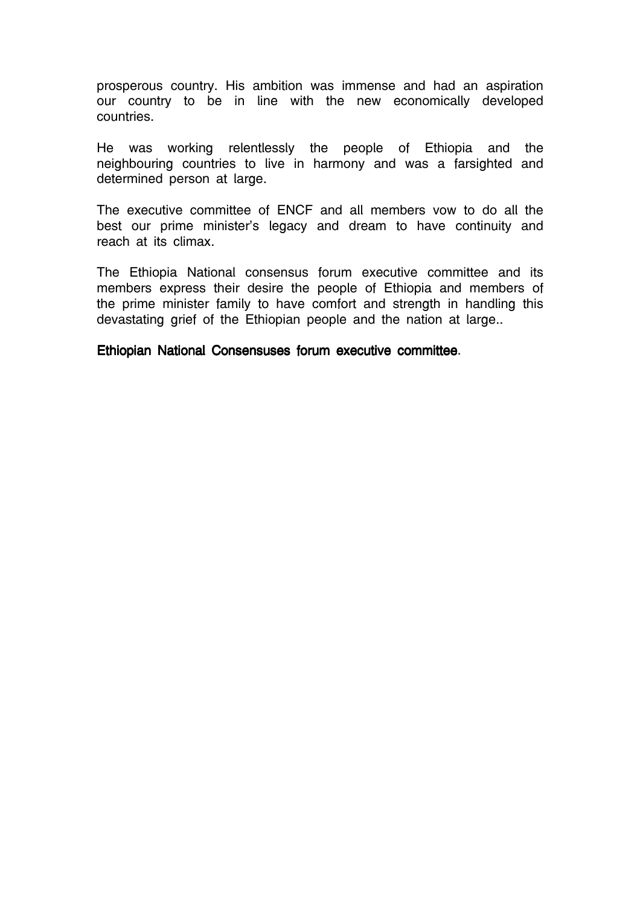prosperous country. His ambition was immense and had an aspiration our country to be in line with the new economically developed countries.

He was working relentlessly the people of Ethiopia and the neighbouring countries to live in harmony and was a farsighted and determined person at large.

The executive committee of ENCF and all members vow to do all the best our prime minister's legacy and dream to have continuity and reach at its climax.

The Ethiopia National consensus forum executive committee and its members express their desire the people of Ethiopia and members of the prime minister family to have comfort and strength in handling this devastating grief of the Ethiopian people and the nation at large..

**Ethiopian National Consensuses forum executive committee**.